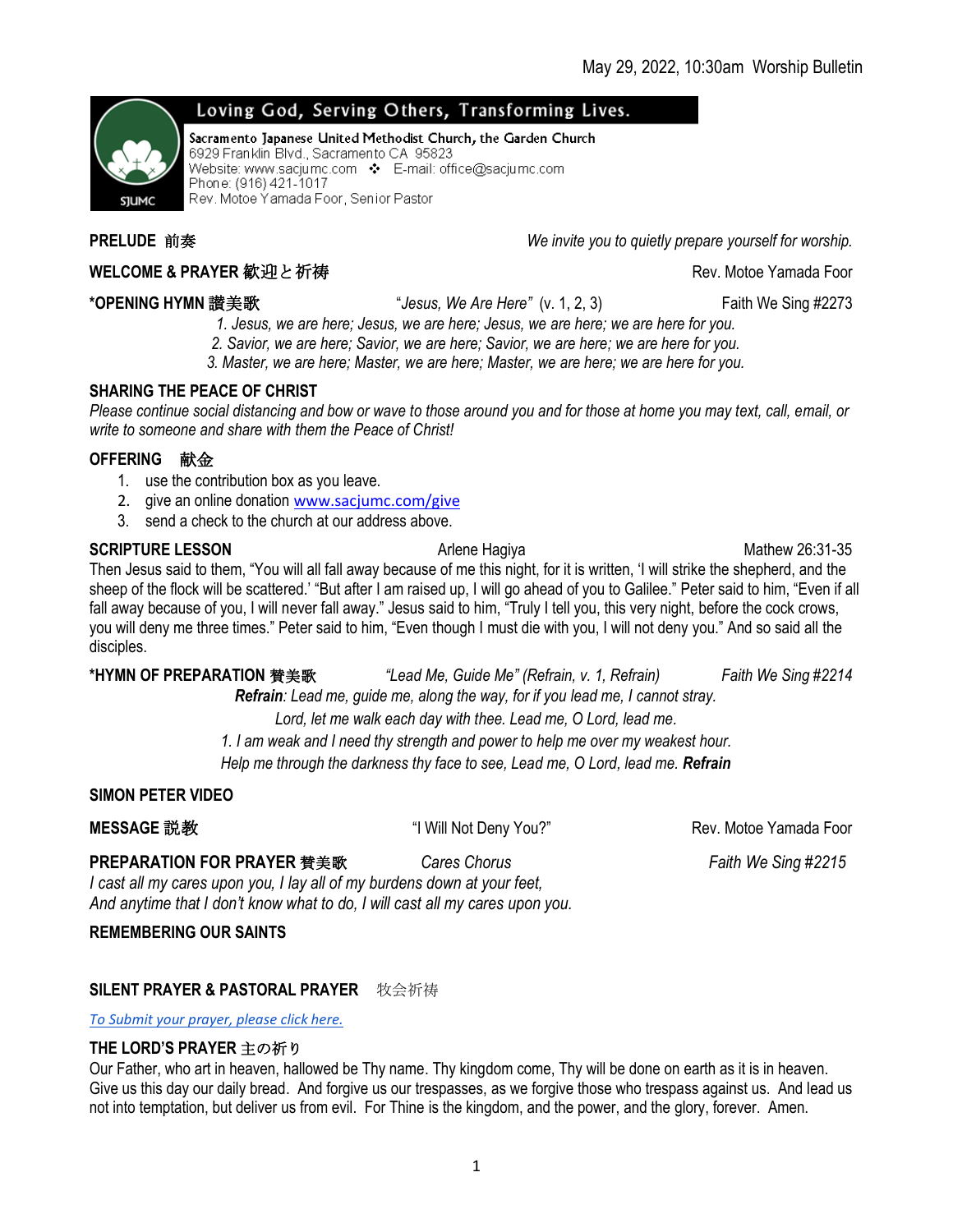May 29, 2022, 10:30am Worship Bulletin

**Loving God, Serving Others, Transforming Lives.**

Sacramento Japanese United Methodist Church, the Garden Church
6929 Franklin Blvd., Sacramento CA 95823
Website: www.sacjumc.com ❖ E-mail: office@sacjumc.com
Phone: (916) 421-1017
Rev. Motoe Yamada Foor, Senior Pastor

SJUMC

**PRELUDE 前奏** *We invite you to quietly prepare yourself for worship.*

**WELCOME & PRAYER 歓迎と祈祷** Rev. Motoe Yamada Foor

***OPENING HYMN 讃美歌** *"Jesus, We Are Here"* (v. 1, 2, 3) Faith We Sing #2273

*1. Jesus, we are here; Jesus, we are here; Jesus, we are here; we are here for you.*
*2. Savior, we are here; Savior, we are here; Savior, we are here; we are here for you.*
*3. Master, we are here; Master, we are here; Master, we are here; we are here for you.*

**SHARING THE PEACE OF CHRIST**

*Please continue social distancing and bow or wave to those around you and for those at home you may text, call, email, or write to someone and share with them the Peace of Christ!*

**OFFERING 献金**

1. use the contribution box as you leave.
2. give an online donation www.sacjumc.com/give
3. send a check to the church at our address above.

**SCRIPTURE LESSON** Arlene Hagiya Mathew 26:31-35

Then Jesus said to them, "You will all fall away because of me this night, for it is written, 'I will strike the shepherd, and the sheep of the flock will be scattered.' "But after I am raised up, I will go ahead of you to Galilee." Peter said to him, "Even if all fall away because of you, I will never fall away." Jesus said to him, "Truly I tell you, this very night, before the cock crows, you will deny me three times." Peter said to him, "Even though I must die with you, I will not deny you." And so said all the disciples.

***HYMN OF PREPARATION 賛美歌** *"Lead Me, Guide Me" (Refrain, v. 1, Refrain)* *Faith We Sing #2214*

***Refrain**: Lead me, guide me, along the way, for if you lead me, I cannot stray.*
*Lord, let me walk each day with thee. Lead me, O Lord, lead me.*
*1. I am weak and I need thy strength and power to help me over my weakest hour.*
*Help me through the darkness thy face to see, Lead me, O Lord, lead me.* ***Refrain***

**SIMON PETER VIDEO**

**MESSAGE 説教** "I Will Not Deny You?" Rev. Motoe Yamada Foor

**PREPARATION FOR PRAYER 賛美歌** *Cares Chorus* *Faith We Sing #2215*

*I cast all my cares upon you, I lay all of my burdens down at your feet,*
*And anytime that I don't know what to do, I will cast all my cares upon you.*

**REMEMBERING OUR SAINTS**

**SILENT PRAYER & PASTORAL PRAYER** 牧会祈祷

*To Submit your prayer, please click here.*

**THE LORD'S PRAYER 主の祈り**

Our Father, who art in heaven, hallowed be Thy name. Thy kingdom come, Thy will be done on earth as it is in heaven. Give us this day our daily bread. And forgive us our trespasses, as we forgive those who trespass against us. And lead us not into temptation, but deliver us from evil. For Thine is the kingdom, and the power, and the glory, forever. Amen.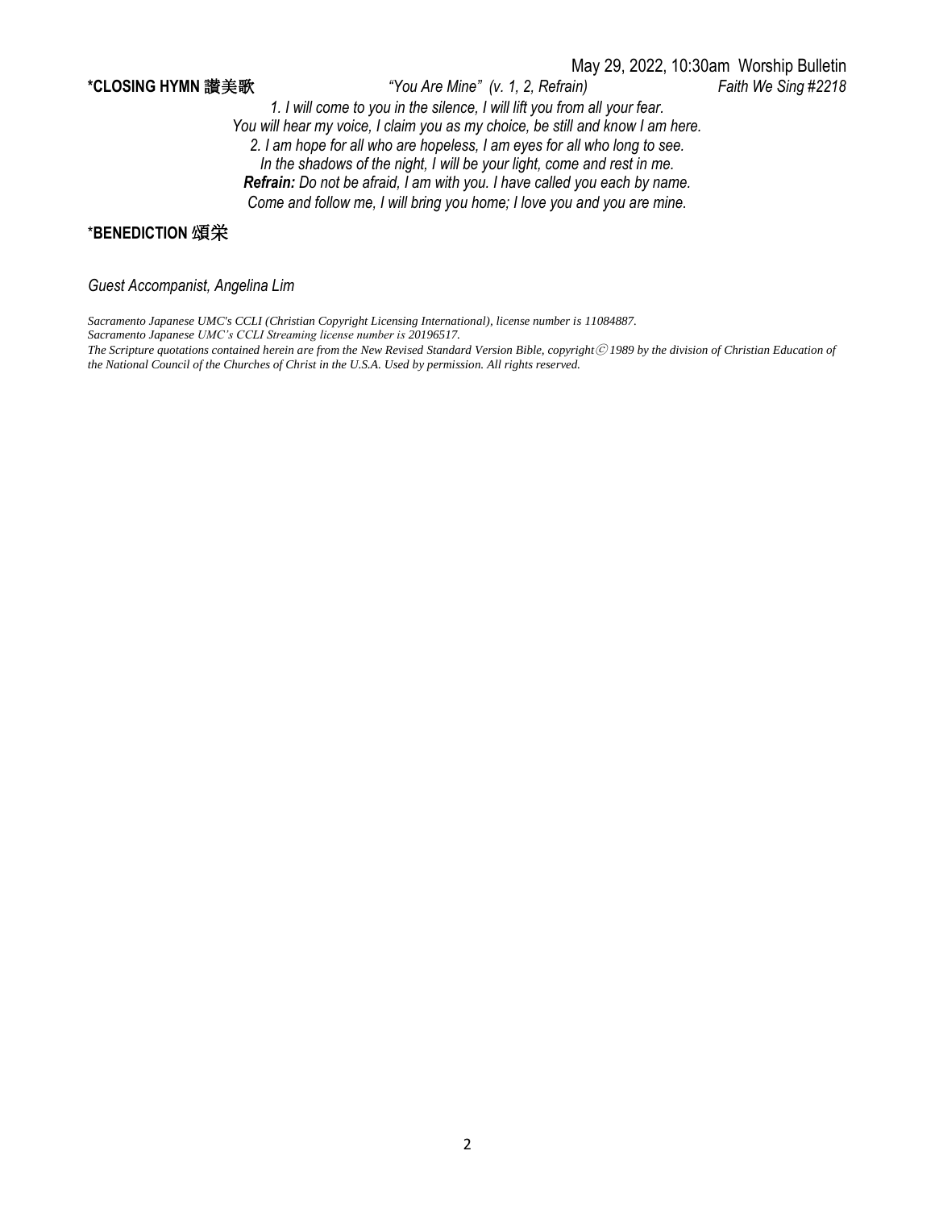**\*CLOSING HYMN 讚美歌** *"You Are Mine" (v. 1, 2, Refrain)* *Faith We Sing #2218*

*1. I will come to you in the silence, I will lift you from all your fear.*
*You will hear my voice, I claim you as my choice, be still and know I am here.*
*2. I am hope for all who are hopeless, I am eyes for all who long to see.*
*In the shadows of the night, I will be your light, come and rest in me.*
***Refrain:** Do not be afraid, I am with you. I have called you each by name.*
*Come and follow me, I will bring you home; I love you and you are mine.*

**\*BENEDICTION 頌栄**

*Guest Accompanist, Angelina Lim*

*Sacramento Japanese UMC's CCLI (Christian Copyright Licensing International), license number is 11084887.*
*Sacramento Japanese UMC's CCLI Streaming license number is 20196517.*
*The Scripture quotations contained herein are from the New Revised Standard Version Bible, copyright© 1989 by the division of Christian Education of the National Council of the Churches of Christ in the U.S.A. Used by permission. All rights reserved.*